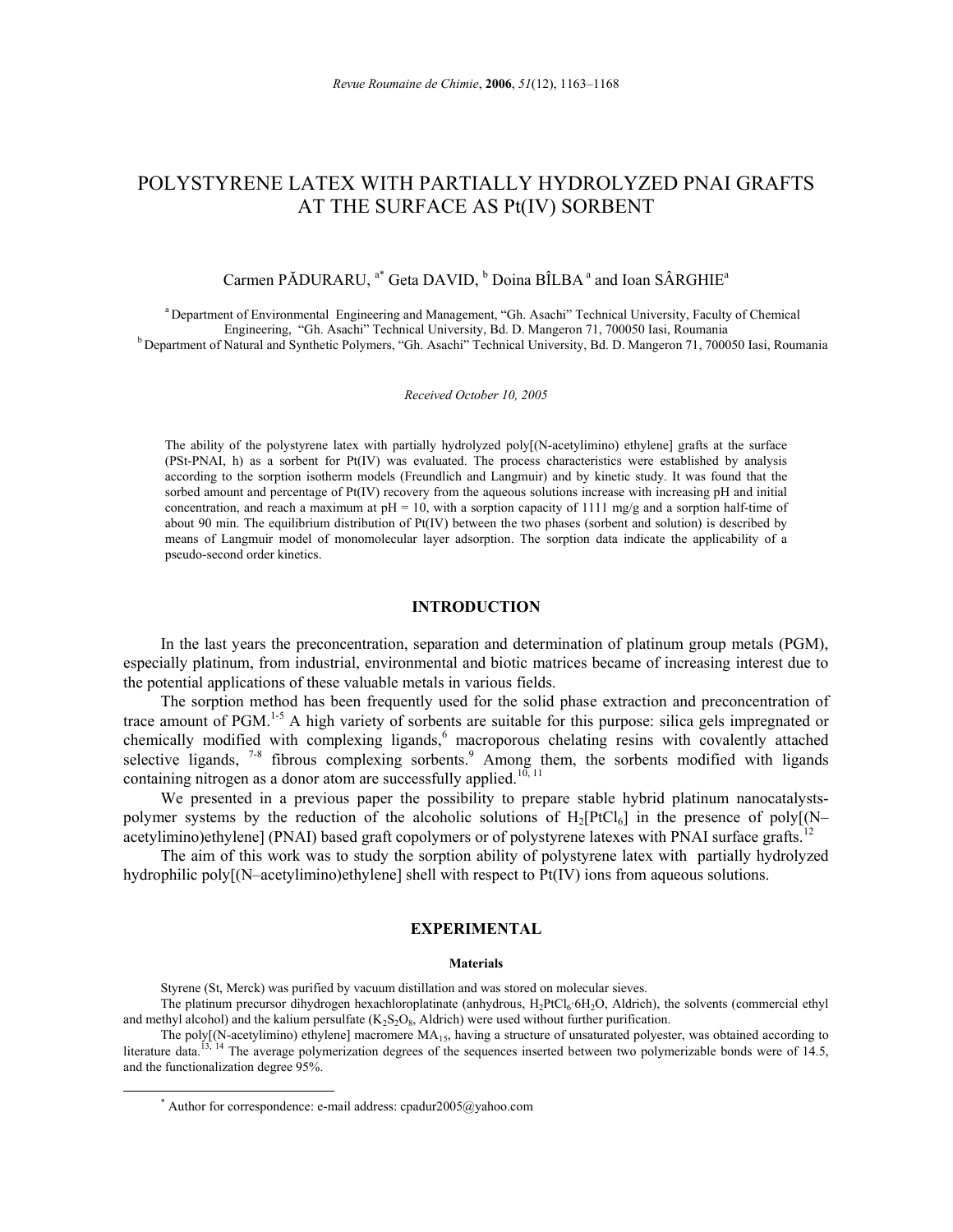# POLYSTYRENE LATEX WITH PARTIALLY HYDROLYZED PNAI GRAFTS AT THE SURFACE AS Pt(IV) SORBENT

Carmen PĂDURARU, [a*] Geta DAVID, [b] Doina BÎLBA [a] and Ioan SÂRGHIE[a]

[a] Department of Environmental Engineering and Management, "Gh. Asachi" Technical University, Faculty of Chemical Engineering, "Gh. Asachi" Technical University, Bd. D. Mangeron 71, 700050 Iasi, Roumania
[b] Department of Natural and Synthetic Polymers, "Gh. Asachi" Technical University, Bd. D. Mangeron 71, 700050 Iasi, Roumania

*Received October 10, 2005*

The ability of the polystyrene latex with partially hydrolyzed poly[(N-acetylimino) ethylene] grafts at the surface (PSt-PNAI, h) as a sorbent for Pt(IV) was evaluated. The process characteristics were established by analysis according to the sorption isotherm models (Freundlich and Langmuir) and by kinetic study. It was found that the sorbed amount and percentage of Pt(IV) recovery from the aqueous solutions increase with increasing pH and initial concentration, and reach a maximum at pH = 10, with a sorption capacity of 1111 mg/g and a sorption half-time of about 90 min. The equilibrium distribution of Pt(IV) between the two phases (sorbent and solution) is described by means of Langmuir model of monomolecular layer adsorption. The sorption data indicate the applicability of a pseudo-second order kinetics.

## INTRODUCTION

In the last years the preconcentration, separation and determination of platinum group metals (PGM), especially platinum, from industrial, environmental and biotic matrices became of increasing interest due to the potential applications of these valuable metals in various fields.

The sorption method has been frequently used for the solid phase extraction and preconcentration of trace amount of PGM.[1-5] A high variety of sorbents are suitable for this purpose: silica gels impregnated or chemically modified with complexing ligands,[6] macroporous chelating resins with covalently attached selective ligands, [7-8] fibrous complexing sorbents.[9] Among them, the sorbents modified with ligands containing nitrogen as a donor atom are successfully applied.[10, 11]

We presented in a previous paper the possibility to prepare stable hybrid platinum nanocatalysts-polymer systems by the reduction of the alcoholic solutions of $H_2[PtCl_6]$ in the presence of poly[(N–acetylimino)ethylene] (PNAI) based graft copolymers or of polystyrene latexes with PNAI surface grafts.[12]

The aim of this work was to study the sorption ability of polystyrene latex with partially hydrolyzed hydrophilic poly[(N–acetylimino)ethylene] shell with respect to Pt(IV) ions from aqueous solutions.

## EXPERIMENTAL

### Materials

Styrene (St, Merck) was purified by vacuum distillation and was stored on molecular sieves.

The platinum precursor dihydrogen hexachloroplatinate (anhydrous, $H_2PtCl_6{\cdot}6H_2O$, Aldrich), the solvents (commercial ethyl and methyl alcohol) and the kalium persulfate ($K_2S_2O_8$, Aldrich) were used without further purification.

The poly[(N-acetylimino) ethylene] macromere $MA_{15}$, having a structure of unsaturated polyester, was obtained according to literature data.[13, 14] The average polymerization degrees of the sequences inserted between two polymerizable bonds were of 14.5, and the functionalization degree 95%.

[*] Author for correspondence: e-mail address: cpadur2005@yahoo.com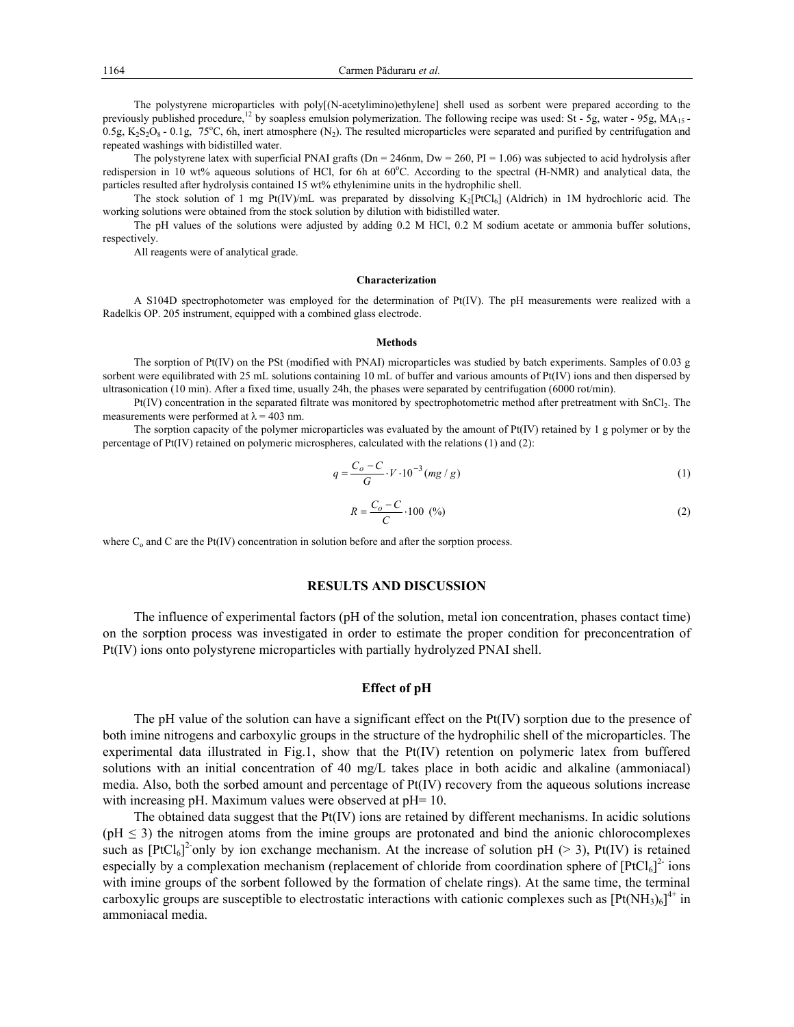The polystyrene microparticles with poly[(N-acetylimino)ethylene] shell used as sorbent were prepared according to the previously published procedure,[12] by soapless emulsion polymerization. The following recipe was used: St - 5g, water - 95g, $MA_{15}$ - 0.5g, $K_2S_2O_8$ - 0.1g, 75°C, 6h, inert atmosphere ($N_2$). The resulted microparticles were separated and purified by centrifugation and repeated washings with bidistilled water.

The polystyrene latex with superficial PNAI grafts (Dn = 246nm, Dw = 260, PI = 1.06) was subjected to acid hydrolysis after redispersion in 10 wt% aqueous solutions of HCl, for 6h at 60°C. According to the spectral (H-NMR) and analytical data, the particles resulted after hydrolysis contained 15 wt% ethylenimine units in the hydrophilic shell.

The stock solution of 1 mg Pt(IV)/mL was preparated by dissolving $K_2[PtCl_6]$ (Aldrich) in 1M hydrochloric acid. The working solutions were obtained from the stock solution by dilution with bidistilled water.

The pH values of the solutions were adjusted by adding 0.2 M HCl, 0.2 M sodium acetate or ammonia buffer solutions, respectively.

All reagents were of analytical grade.

### Characterization

A S104D spectrophotometer was employed for the determination of Pt(IV). The pH measurements were realized with a Radelkis OP. 205 instrument, equipped with a combined glass electrode.

### Methods

The sorption of Pt(IV) on the PSt (modified with PNAI) microparticles was studied by batch experiments. Samples of 0.03 g sorbent were equilibrated with 25 mL solutions containing 10 mL of buffer and various amounts of Pt(IV) ions and then dispersed by ultrasonication (10 min). After a fixed time, usually 24h, the phases were separated by centrifugation (6000 rot/min).

Pt(IV) concentration in the separated filtrate was monitored by spectrophotometric method after pretreatment with $SnCl_2$. The measurements were performed at $\lambda$ = 403 nm.

The sorption capacity of the polymer microparticles was evaluated by the amount of Pt(IV) retained by 1 g polymer or by the percentage of Pt(IV) retained on polymeric microspheres, calculated with the relations (1) and (2):

$$q = \frac{C_o - C}{G} \cdot V \cdot 10^{-3} \, (mg/g) \tag{1}$$

$$R = \frac{C_o - C}{C} \cdot 100 \ (\%) \tag{2}$$

where $C_o$ and C are the Pt(IV) concentration in solution before and after the sorption process.

## RESULTS AND DISCUSSION

The influence of experimental factors (pH of the solution, metal ion concentration, phases contact time) on the sorption process was investigated in order to estimate the proper condition for preconcentration of Pt(IV) ions onto polystyrene microparticles with partially hydrolyzed PNAI shell.

### Effect of pH

The pH value of the solution can have a significant effect on the Pt(IV) sorption due to the presence of both imine nitrogens and carboxylic groups in the structure of the hydrophilic shell of the microparticles. The experimental data illustrated in Fig.1, show that the Pt(IV) retention on polymeric latex from buffered solutions with an initial concentration of 40 mg/L takes place in both acidic and alkaline (ammoniacal) media. Also, both the sorbed amount and percentage of Pt(IV) recovery from the aqueous solutions increase with increasing pH. Maximum values were observed at pH= 10.

The obtained data suggest that the Pt(IV) ions are retained by different mechanisms. In acidic solutions (pH ≤ 3) the nitrogen atoms from the imine groups are protonated and bind the anionic chlorocomplexes such as $[PtCl_6]^{2-}$only by ion exchange mechanism. At the increase of solution pH (> 3), Pt(IV) is retained especially by a complexation mechanism (replacement of chloride from coordination sphere of $[PtCl_6]^{2-}$ ions with imine groups of the sorbent followed by the formation of chelate rings). At the same time, the terminal carboxylic groups are susceptible to electrostatic interactions with cationic complexes such as $[Pt(NH_3)_6]^{4+}$ in ammoniacal media.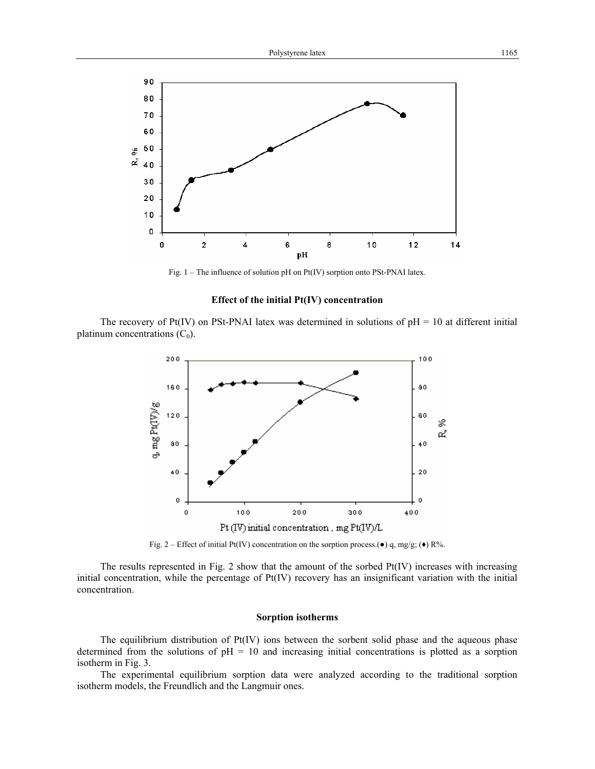Fig. 1 – The influence of solution pH on Pt(IV) sorption onto PSt-PNAI latex.

### Effect of the initial Pt(IV) concentration

The recovery of Pt(IV) on PSt-PNAI latex was determined in solutions of pH = 10 at different initial platinum concentrations ($C_0$).

Fig. 2 – Effect of initial Pt(IV) concentration on the sorption process.(●) q, mg/g; (♦) R%.

The results represented in Fig. 2 show that the amount of the sorbed Pt(IV) increases with increasing initial concentration, while the percentage of Pt(IV) recovery has an insignificant variation with the initial concentration.

### Sorption isotherms

The equilibrium distribution of Pt(IV) ions between the sorbent solid phase and the aqueous phase determined from the solutions of pH = 10 and increasing initial concentrations is plotted as a sorption isotherm in Fig. 3.

The experimental equilibrium sorption data were analyzed according to the traditional sorption isotherm models, the Freundlich and the Langmuir ones.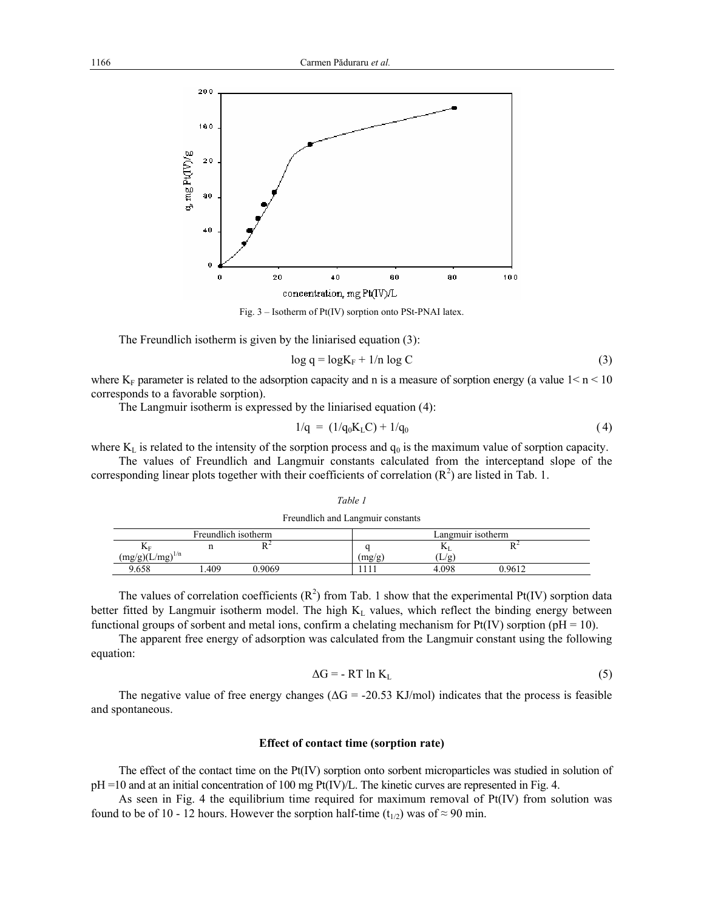Fig. 3 – Isotherm of Pt(IV) sorption onto PSt-PNAI latex.

The Freundlich isotherm is given by the liniarised equation (3):

$$\log q = \log K_F + 1/n \log C \tag{3}$$

where $K_F$ parameter is related to the adsorption capacity and n is a measure of sorption energy (a value $1 < n < 10$ corresponds to a favorable sorption).

The Langmuir isotherm is expressed by the liniarised equation (4):

$$1/q = (1/q_0 K_L C) + 1/q_0 \tag{4}$$

where $K_L$ is related to the intensity of the sorption process and $q_0$ is the maximum value of sorption capacity.

The values of Freundlich and Langmuir constants calculated from the interceptand slope of the corresponding linear plots together with their coefficients of correlation ($R^2$) are listed in Tab. 1.

*Table 1*

Freundlich and Langmuir constants

| Freundlich isotherm | | | Langmuir isotherm | | |
|---|---|---|---|---|---|
| $K_F$ $(mg/g)(L/mg)^{1/n}$ | n | $R^2$ | q (mg/g) | $K_L$ (L/g) | $R^2$ |
| 9.658 | 1.409 | 0.9069 | 1111 | 4.098 | 0.9612 |

The values of correlation coefficients ($R^2$) from Tab. 1 show that the experimental Pt(IV) sorption data better fitted by Langmuir isotherm model. The high $K_L$ values, which reflect the binding energy between functional groups of sorbent and metal ions, confirm a chelating mechanism for Pt(IV) sorption (pH = 10).

The apparent free energy of adsorption was calculated from the Langmuir constant using the following equation:

$$\Delta G = - RT \ln K_L \tag{5}$$

The negative value of free energy changes ($\Delta G = -20.53$ KJ/mol) indicates that the process is feasible and spontaneous.

### Effect of contact time (sorption rate)

The effect of the contact time on the Pt(IV) sorption onto sorbent microparticles was studied in solution of pH =10 and at an initial concentration of 100 mg Pt(IV)/L. The kinetic curves are represented in Fig. 4.

As seen in Fig. 4 the equilibrium time required for maximum removal of Pt(IV) from solution was found to be of 10 - 12 hours. However the sorption half-time ($t_{1/2}$) was of ≈ 90 min.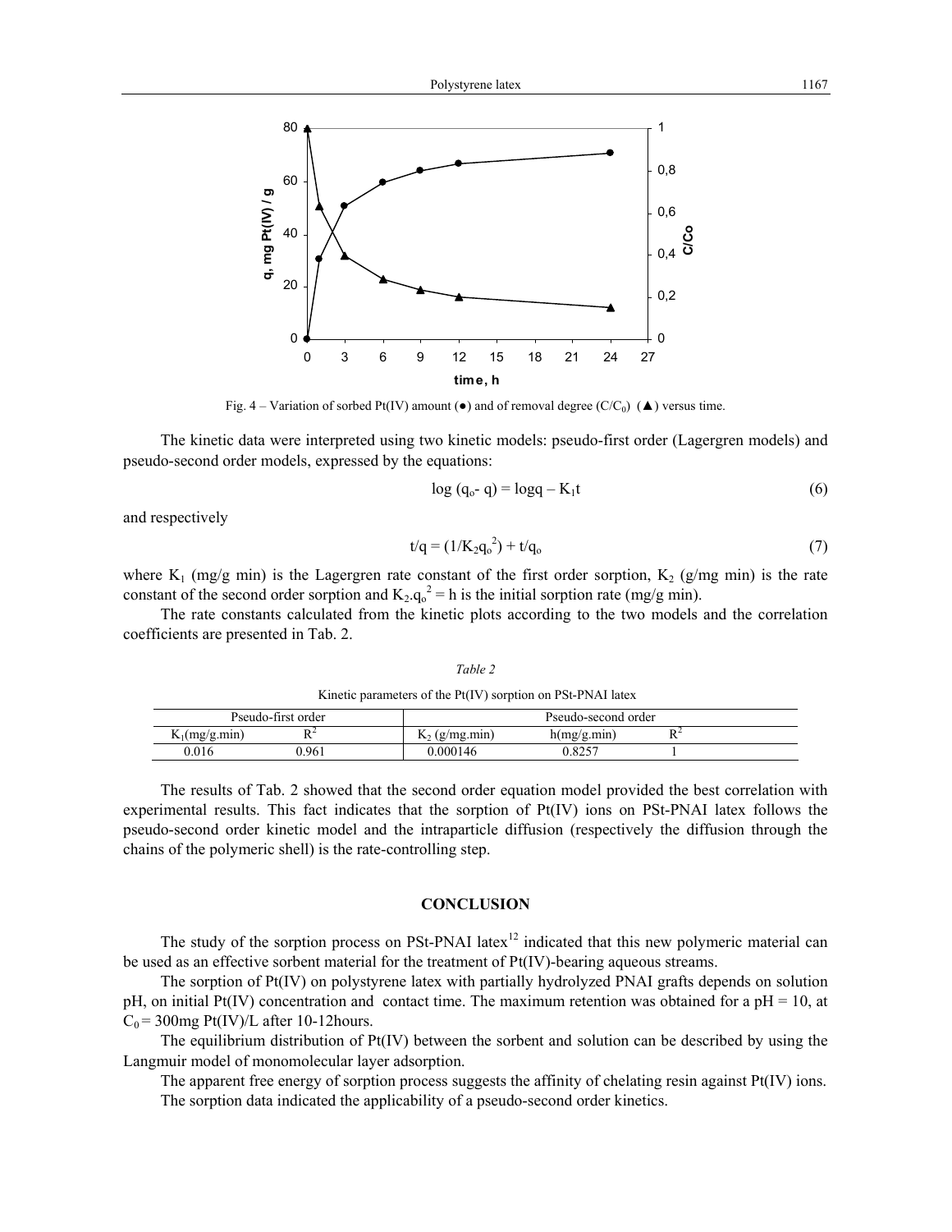Fig. 4 – Variation of sorbed Pt(IV) amount (●) and of removal degree ($C/C_0$) (▲) versus time.

The kinetic data were interpreted using two kinetic models: pseudo-first order (Lagergren models) and pseudo-second order models, expressed by the equations:

$$\log (q_o - q) = \log q - K_1 t \tag{6}$$

and respectively

$$t/q = (1/K_2 q_o^2) + t/q_o \tag{7}$$

where $K_1$ (mg/g min) is the Lagergren rate constant of the first order sorption, $K_2$ (g/mg min) is the rate constant of the second order sorption and $K_2 \cdot q_o^2 = h$ is the initial sorption rate (mg/g min).

The rate constants calculated from the kinetic plots according to the two models and the correlation coefficients are presented in Tab. 2.

*Table 2*

Kinetic parameters of the Pt(IV) sorption on PSt-PNAI latex

| Pseudo-first order | | Pseudo-second order | | |
|---|---|---|---|---|
| $K_1$(mg/g.min) | $R^2$ | $K_2$ (g/mg.min) | h(mg/g.min) | $R^2$ |
| 0.016 | 0.961 | 0.000146 | 0.8257 | 1 |

The results of Tab. 2 showed that the second order equation model provided the best correlation with experimental results. This fact indicates that the sorption of Pt(IV) ions on PSt-PNAI latex follows the pseudo-second order kinetic model and the intraparticle diffusion (respectively the diffusion through the chains of the polymeric shell) is the rate-controlling step.

## CONCLUSION

The study of the sorption process on PSt-PNAI latex[12] indicated that this new polymeric material can be used as an effective sorbent material for the treatment of Pt(IV)-bearing aqueous streams.

The sorption of Pt(IV) on polystyrene latex with partially hydrolyzed PNAI grafts depends on solution pH, on initial Pt(IV) concentration and contact time. The maximum retention was obtained for a pH = 10, at $C_0$ = 300mg Pt(IV)/L after 10-12hours.

The equilibrium distribution of Pt(IV) between the sorbent and solution can be described by using the Langmuir model of monomolecular layer adsorption.

The apparent free energy of sorption process suggests the affinity of chelating resin against Pt(IV) ions.

The sorption data indicated the applicability of a pseudo-second order kinetics.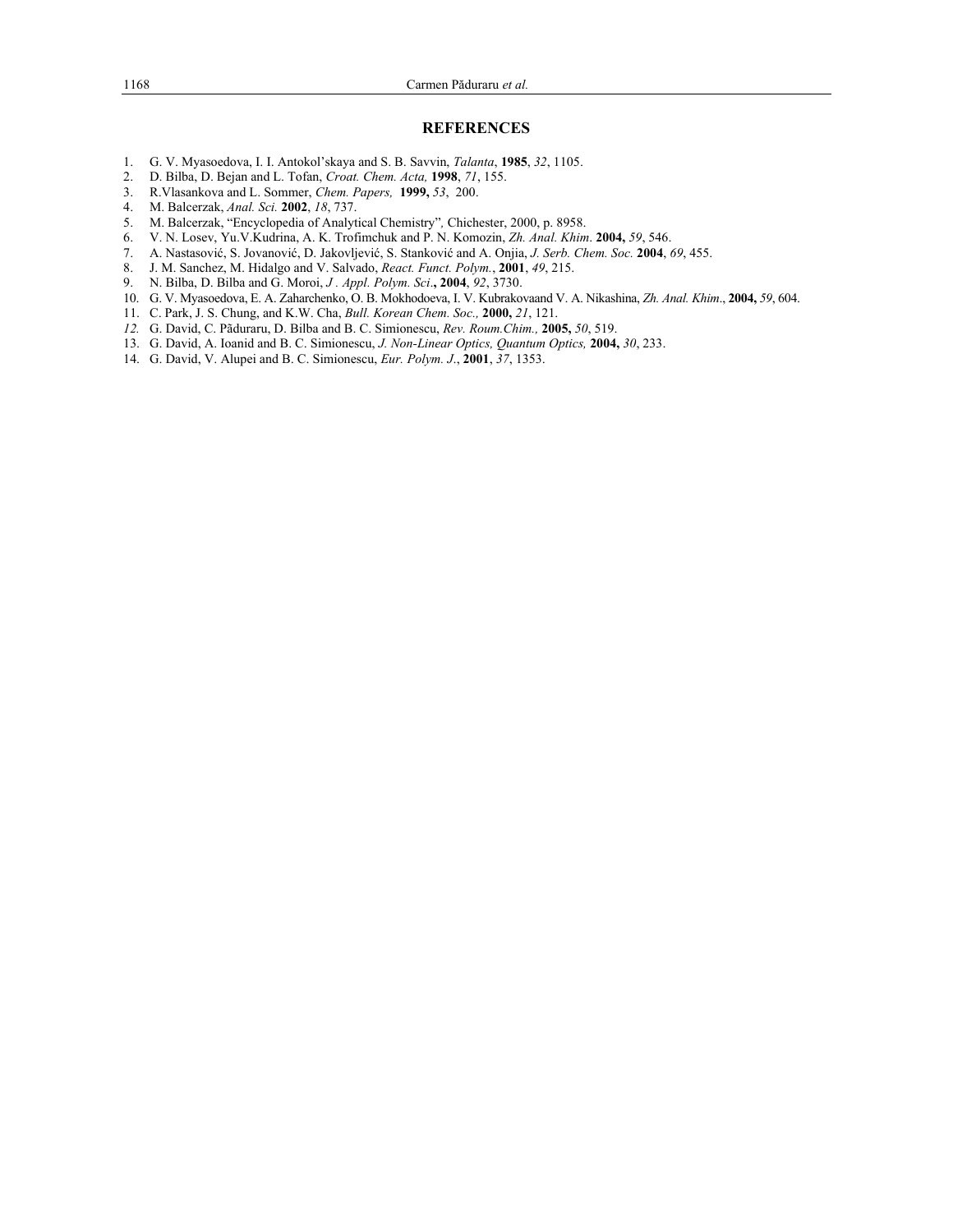## REFERENCES

1. G. V. Myasoedova, I. I. Antokol'skaya and S. B. Savvin, *Talanta*, **1985**, *32*, 1105.
2. D. Bilba, D. Bejan and L. Tofan, *Croat. Chem. Acta,* **1998**, *71*, 155.
3. R.Vlasankova and L. Sommer, *Chem. Papers,* **1999,** *53*, 200.
4. M. Balcerzak, *Anal. Sci.* **2002**, *18*, 737.
5. M. Balcerzak, "Encyclopedia of Analytical Chemistry"*,* Chichester, 2000, p. 8958.
6. V. N. Losev, Yu.V.Kudrina, A. K. Trofimchuk and P. N. Komozin, *Zh. Anal. Khim*. **2004,** *59*, 546.
7. A. Nastasović, S. Jovanović, D. Jakovljević, S. Stanković and A. Onjia, *J. Serb. Chem. Soc.* **2004**, *69*, 455.
8. J. M. Sanchez, M. Hidalgo and V. Salvado, *React. Funct. Polym.*, **2001**, *49*, 215.
9. N. Bilba, D. Bilba and G. Moroi, *J . Appl. Polym. Sci*.**, 2004**, *92*, 3730.
10. G. V. Myasoedova, E. A. Zaharchenko, O. B. Mokhodoeva, I. V. Kubrakovaand V. A. Nikashina, *Zh. Anal. Khim*., **2004,** *59*, 604.
11. C. Park, J. S. Chung, and K.W. Cha, *Bull. Korean Chem. Soc.,* **2000,** *21*, 121.
12. G. David, C. Păduraru, D. Bilba and B. C. Simionescu, *Rev. Roum.Chim.,* **2005,** *50*, 519.
13. G. David, A. Ioanid and B. C. Simionescu, *J. Non-Linear Optics, Quantum Optics,* **2004,** *30*, 233.
14. G. David, V. Alupei and B. C. Simionescu, *Eur. Polym. J*., **2001**, *37*, 1353.